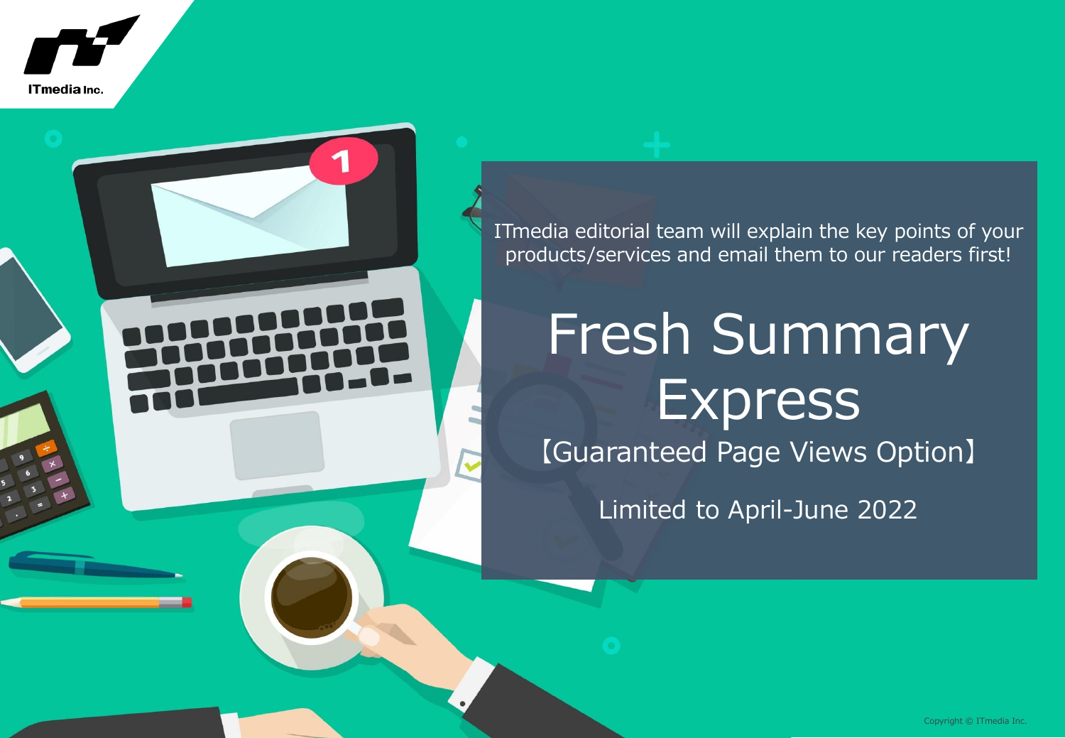ITmedia Inc.

ITmedia editorial team will explain the key points of your products/services and email them to our readers first!

# Fresh Summary Express

【Guaranteed Page Views Option】

Limited to April-June 2022

Copyright © ITmedia Inc.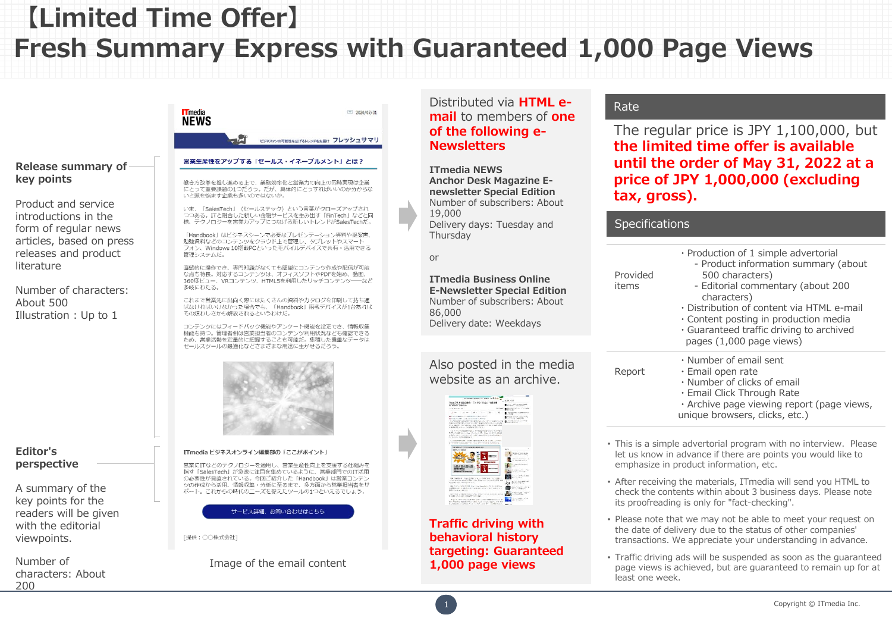# 【Limited Time Offer】
# Fresh Summary Express with Guaranteed 1,000 Page Views

**Release summary of key points**

Product and service introductions in the form of regular news articles, based on press releases and product literature

Number of characters: About 500
Illustration : Up to 1

**Editor's perspective**

A summary of the key points for the readers will be given with the editorial viewpoints.

Number of characters: About 200

Image of the email content

Distributed via **HTML e-mail** to members of **one of the following e-Newsletters**

**ITmedia NEWS**
**Anchor Desk Magazine E-newsletter Special Edition**
Number of subscribers: About 19,000
Delivery days: Tuesday and Thursday

or

**ITmedia Business Online**
**E-Newsletter Special Edition**
Number of subscribers: About 86,000
Delivery date: Weekdays

Also posted in the media website as an archive.

**Traffic driving with behavioral history targeting: Guaranteed 1,000 page views**

## Rate

The regular price is JPY 1,100,000, but **the limited time offer is available until the order of May 31, 2022 at a price of JPY 1,000,000 (excluding tax, gross).**

## Specifications

| | |
|---|---|
| Provided items | ・Production of 1 simple advertorial<br>- Product information summary (about 500 characters)<br>- Editorial commentary (about 200 characters)<br>・Distribution of content via HTML e-mail<br>・Content posting in production media<br>・Guaranteed traffic driving to archived pages (1,000 page views) |
| Report | ・Number of email sent<br>・Email open rate<br>・Number of clicks of email<br>・Email Click Through Rate<br>・Archive page viewing report (page views, unique browsers, clicks, etc.) |

- This is a simple advertorial program with no interview. Please let us know in advance if there are points you would like to emphasize in product information, etc.
- After receiving the materials, ITmedia will send you HTML to check the contents within about 3 business days. Please note that its proofreading is only for "fact-checking".
- Please note that we may not be able to meet your request on the date of delivery due to the status of other companies' transactions. We appreciate your understanding in advance.
- Traffic driving ads will be suspended as soon as the guaranteed page views is achieved, but are guaranteed to remain up for at least one week.

Copyright © ITmedia Inc.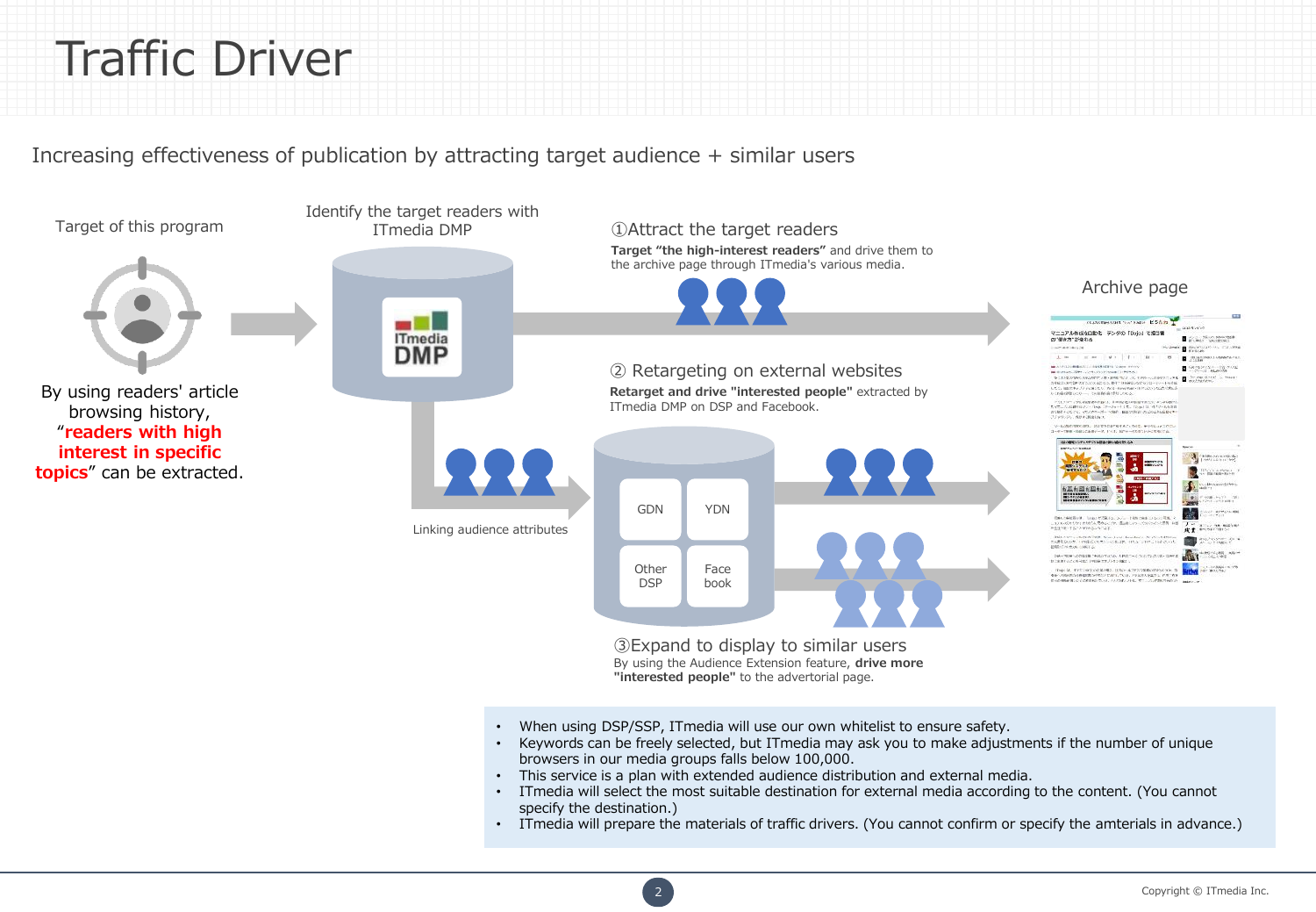# Traffic Driver

Increasing effectiveness of publication by attracting target audience + similar users

Target of this program

By using readers' article browsing history, "**readers with high interest in specific topics**" can be extracted.

Identify the target readers with ITmedia DMP

ITmedia DMP

①Attract the target readers

**Target "the high-interest readers"** and drive them to the archive page through ITmedia's various media.

② Retargeting on external websites

**Retarget and drive "interested people"** extracted by ITmedia DMP on DSP and Facebook.

Linking audience attributes

GDN

YDN

Other DSP

Face book

③Expand to display to similar users

By using the Audience Extension feature, **drive more "interested people"** to the advertorial page.

Archive page

- When using DSP/SSP, ITmedia will use our own whitelist to ensure safety.
- Keywords can be freely selected, but ITmedia may ask you to make adjustments if the number of unique browsers in our media groups falls below 100,000.
- This service is a plan with extended audience distribution and external media.
- ITmedia will select the most suitable destination for external media according to the content. (You cannot specify the destination.)
- ITmedia will prepare the materials of traffic drivers. (You cannot confirm or specify the amterials in advance.)

Copyright © ITmedia Inc.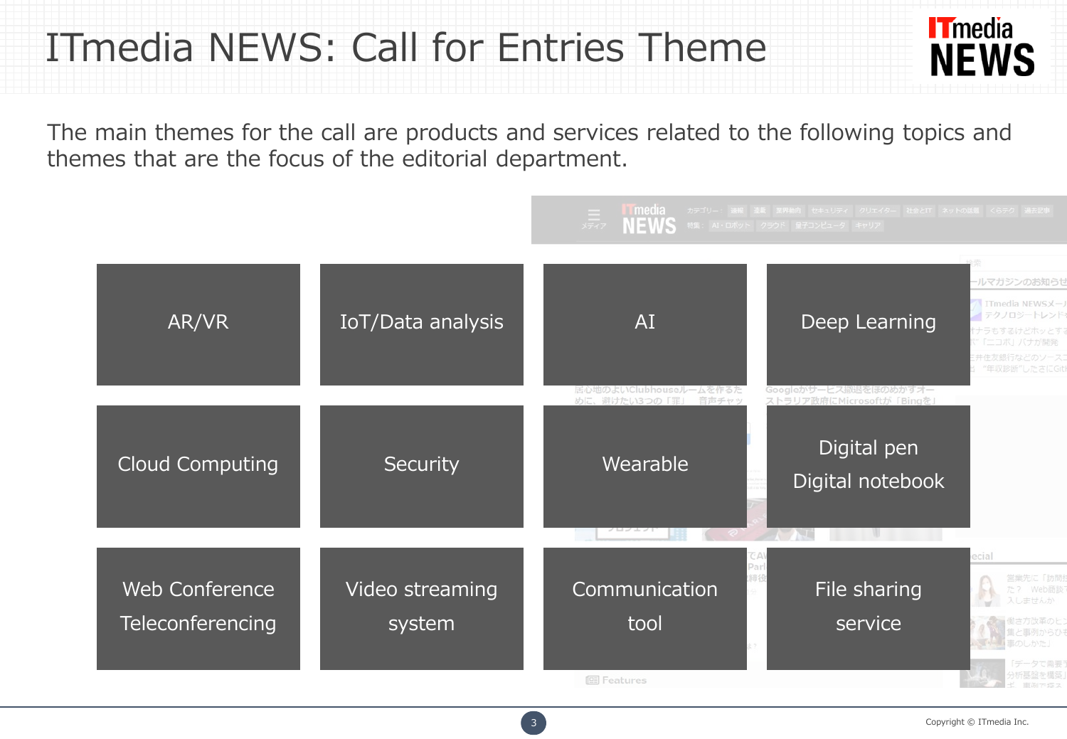# ITmedia NEWS: Call for Entries Theme

The main themes for the call are products and services related to the following topics and themes that are the focus of the editorial department.

| | | | |
|---|---|---|---|
| AR/VR | IoT/Data analysis | AI | Deep Learning |
| Cloud Computing | Security | Wearable | Digital pen Digital notebook |
| Web Conference Teleconferencing | Video streaming system | Communication tool | File sharing service |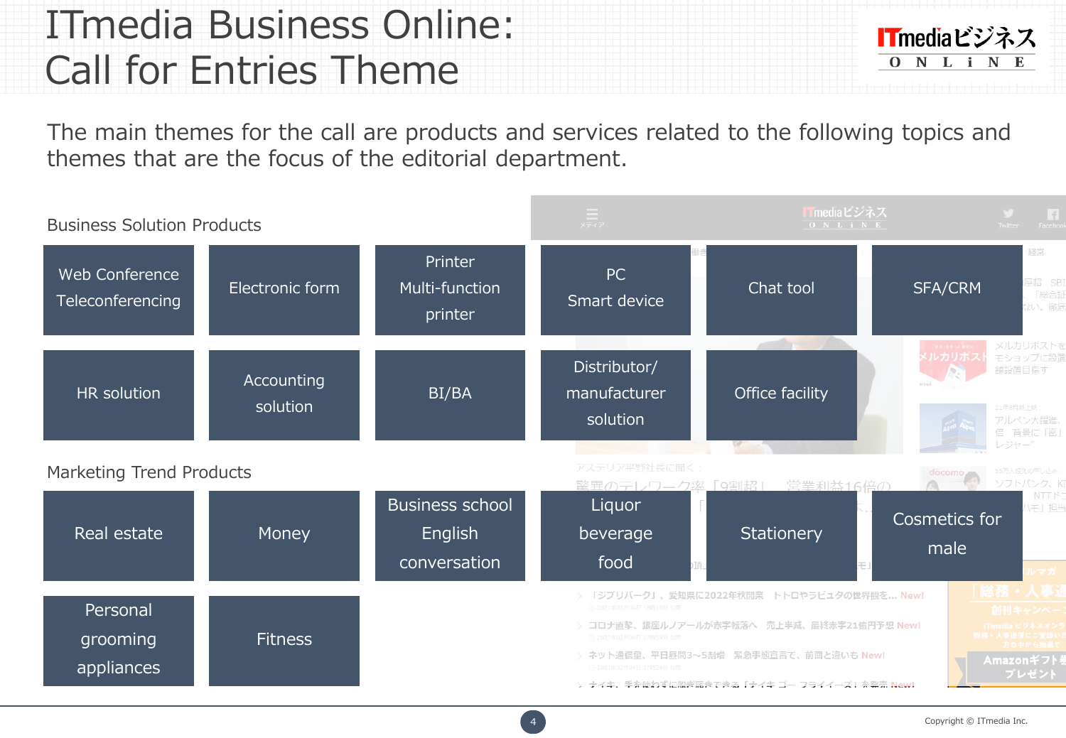# ITmedia Business Online: Call for Entries Theme

The main themes for the call are products and services related to the following topics and themes that are the focus of the editorial department.

## Business Solution Products

- Web Conference Teleconferencing
- Electronic form
- Printer Multi-function printer
- PC Smart device
- Chat tool
- SFA/CRM
- HR solution
- Accounting solution
- BI/BA
- Distributor/ manufacturer solution
- Office facility

## Marketing Trend Products

- Real estate
- Money
- Business school English conversation
- Liquor beverage food
- Stationery
- Cosmetics for male
- Personal grooming appliances
- Fitness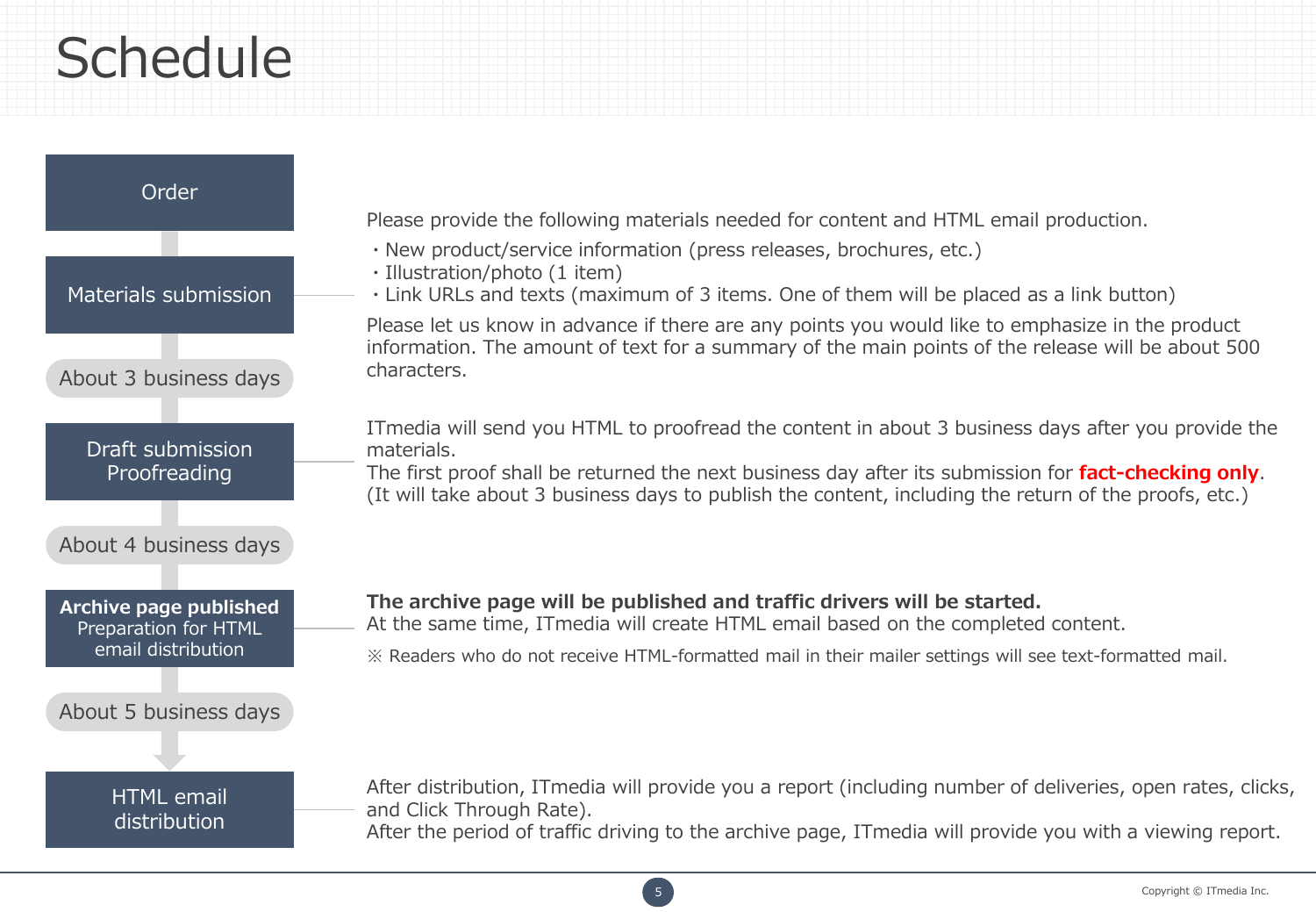# Schedule

**Order**

**Materials submission**

Please provide the following materials needed for content and HTML email production.

- New product/service information (press releases, brochures, etc.)
- Illustration/photo (1 item)
- Link URLs and texts (maximum of 3 items. One of them will be placed as a link button)

Please let us know in advance if there are any points you would like to emphasize in the product information. The amount of text for a summary of the main points of the release will be about 500 characters.

*About 3 business days*

**Draft submission Proofreading**

ITmedia will send you HTML to proofread the content in about 3 business days after you provide the materials.
The first proof shall be returned the next business day after its submission for **fact-checking only**.
(It will take about 3 business days to publish the content, including the return of the proofs, etc.)

*About 4 business days*

**Archive page published**
**Preparation for HTML email distribution**

**The archive page will be published and traffic drivers will be started.**
At the same time, ITmedia will create HTML email based on the completed content.

※ Readers who do not receive HTML-formatted mail in their mailer settings will see text-formatted mail.

*About 5 business days*

**HTML email distribution**

After distribution, ITmedia will provide you a report (including number of deliveries, open rates, clicks, and Click Through Rate).
After the period of traffic driving to the archive page, ITmedia will provide you with a viewing report.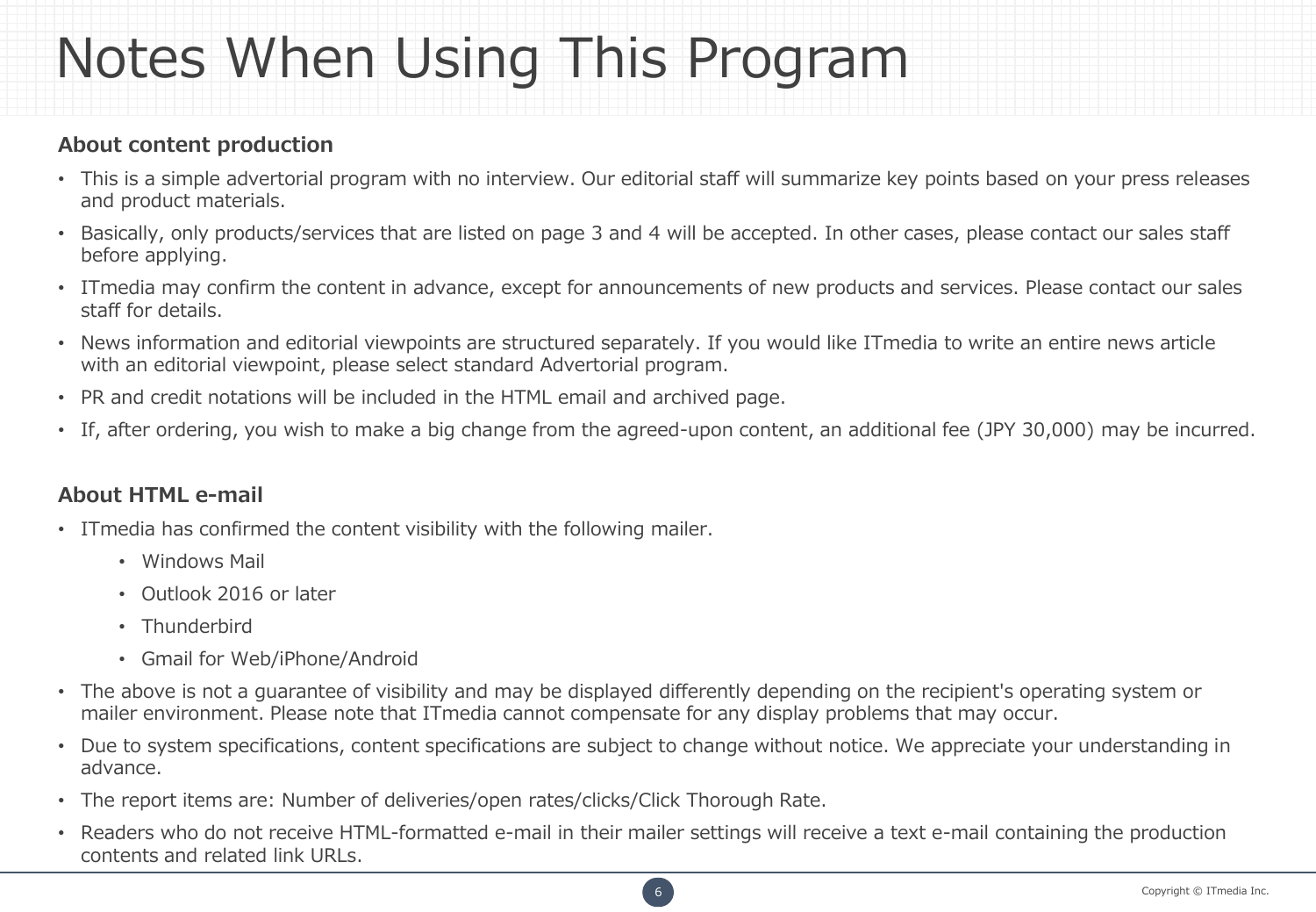# Notes When Using This Program

**About content production**

- This is a simple advertorial program with no interview. Our editorial staff will summarize key points based on your press releases and product materials.
- Basically, only products/services that are listed on page 3 and 4 will be accepted. In other cases, please contact our sales staff before applying.
- ITmedia may confirm the content in advance, except for announcements of new products and services. Please contact our sales staff for details.
- News information and editorial viewpoints are structured separately. If you would like ITmedia to write an entire news article with an editorial viewpoint, please select standard Advertorial program.
- PR and credit notations will be included in the HTML email and archived page.
- If, after ordering, you wish to make a big change from the agreed-upon content, an additional fee (JPY 30,000) may be incurred.

**About HTML e-mail**

- ITmedia has confirmed the content visibility with the following mailer.
  - Windows Mail
  - Outlook 2016 or later
  - Thunderbird
  - Gmail for Web/iPhone/Android
- The above is not a guarantee of visibility and may be displayed differently depending on the recipient's operating system or mailer environment. Please note that ITmedia cannot compensate for any display problems that may occur.
- Due to system specifications, content specifications are subject to change without notice. We appreciate your understanding in advance.
- The report items are: Number of deliveries/open rates/clicks/Click Thorough Rate.
- Readers who do not receive HTML-formatted e-mail in their mailer settings will receive a text e-mail containing the production contents and related link URLs.

Copyright © ITmedia Inc.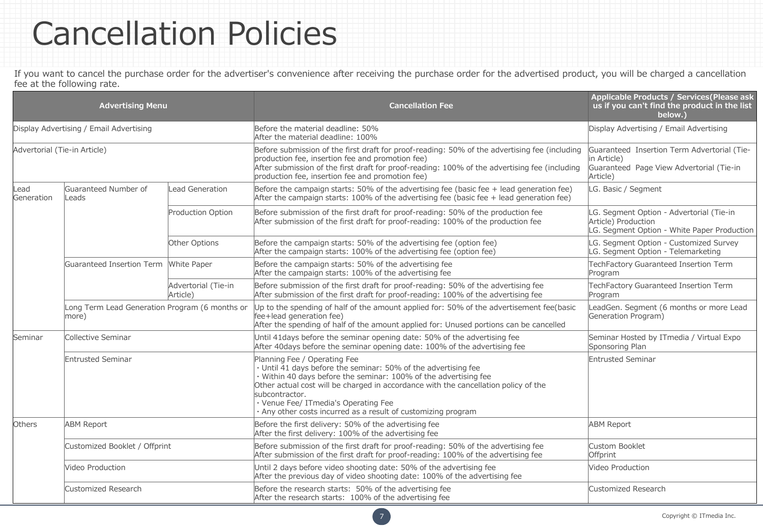# Cancellation Policies

If you want to cancel the purchase order for the advertiser's convenience after receiving the purchase order for the advertised product, you will be charged a cancellation fee at the following rate.

| Advertising Menu | | | Cancellation Fee | Applicable Products / Services(Please ask us if you can't find the product in the list below.) |
|---|---|---|---|---|
| Display Advertising / Email Advertising | | | Before the material deadline: 50%<br>After the material deadline: 100% | Display Advertising / Email Advertising |
| Advertorial (Tie-in Article) | | | Before submission of the first draft for proof-reading: 50% of the advertising fee (including production fee, insertion fee and promotion fee)<br>After submission of the first draft for proof-reading: 100% of the advertising fee (including production fee, insertion fee and promotion fee) | Guaranteed Insertion Term Advertorial (Tie-in Article)<br>Guaranteed Page View Advertorial (Tie-in Article) |
| Lead Generation | Guaranteed Number of Leads | Lead Generation | Before the campaign starts: 50% of the advertising fee (basic fee + lead generation fee)<br>After the campaign starts: 100% of the advertising fee (basic fee + lead generation fee) | LG. Basic / Segment |
| | | Production Option | Before submission of the first draft for proof-reading: 50% of the production fee<br>After submission of the first draft for proof-reading: 100% of the production fee | LG. Segment Option - Advertorial (Tie-in Article) Production<br>LG. Segment Option - White Paper Production |
| | | Other Options | Before the campaign starts: 50% of the advertising fee (option fee)<br>After the campaign starts: 100% of the advertising fee (option fee) | LG. Segment Option - Customized Survey<br>LG. Segment Option - Telemarketing |
| | Guaranteed Insertion Term | White Paper | Before the campaign starts: 50% of the advertising fee<br>After the campaign starts: 100% of the advertising fee | TechFactory Guaranteed Insertion Term Program |
| | | Advertorial (Tie-in Article) | Before submission of the first draft for proof-reading: 50% of the advertising fee<br>After submission of the first draft for proof-reading: 100% of the advertising fee | TechFactory Guaranteed Insertion Term Program |
| | Long Term Lead Generation Program (6 months or more) | | Up to the spending of half of the amount applied for: 50% of the advertisement fee(basic fee+lead generation fee)<br>After the spending of half of the amount applied for: Unused portions can be cancelled | LeadGen. Segment (6 months or more Lead Generation Program) |
| Seminar | Collective Seminar | | Until 41days before the seminar opening date: 50% of the advertising fee<br>After 40days before the seminar opening date: 100% of the advertising fee | Seminar Hosted by ITmedia / Virtual Expo Sponsoring Plan |
| | Entrusted Seminar | | Planning Fee / Operating Fee<br>・Until 41 days before the seminar: 50% of the advertising fee<br>・Within 40 days before the seminar: 100% of the advertising fee<br>Other actual cost will be charged in accordance with the cancellation policy of the subcontractor.<br>・Venue Fee/ ITmedia's Operating Fee<br>・Any other costs incurred as a result of customizing program | Entrusted Seminar |
| Others | ABM Report | | Before the first delivery: 50% of the advertising fee<br>After the first delivery: 100% of the advertising fee | ABM Report |
| | Customized Booklet / Offprint | | Before submission of the first draft for proof-reading: 50% of the advertising fee<br>After submission of the first draft for proof-reading: 100% of the advertising fee | Custom Booklet<br>Offprint |
| | Video Production | | Until 2 days before video shooting date: 50% of the advertising fee<br>After the previous day of video shooting date: 100% of the advertising fee | Video Production |
| | Customized Research | | Before the research starts: 50% of the advertising fee<br>After the research starts: 100% of the advertising fee | Customized Research |

Copyright © ITmedia Inc.